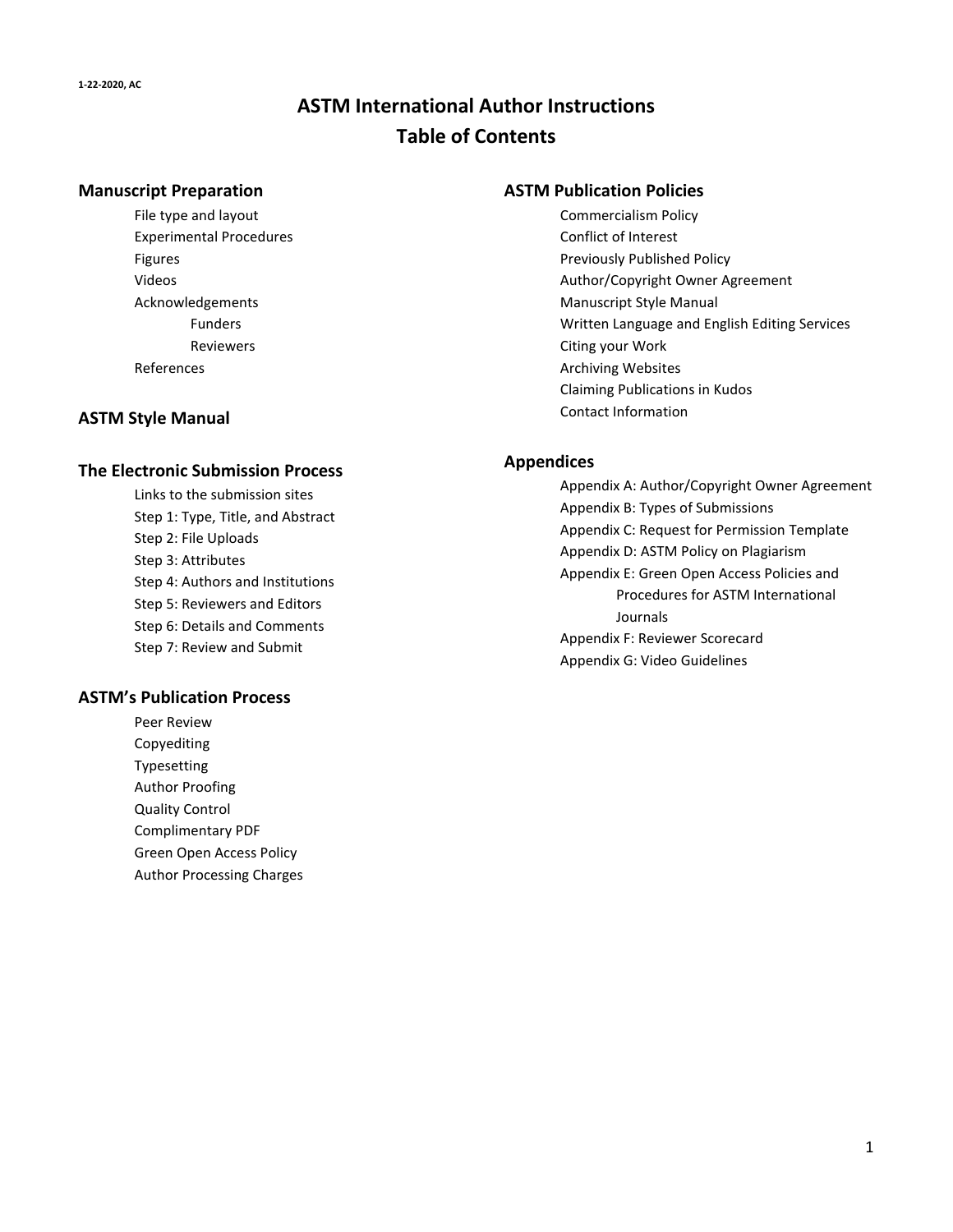1-22-2020, AC

# ASTM International Author Instructions
# Table of Contents

## Manuscript Preparation

- File type and layout
- Experimental Procedures
- Figures
- Videos
- Acknowledgements
  - Funders
  - Reviewers
- References

## ASTM Style Manual

## The Electronic Submission Process

- Links to the submission sites
- Step 1: Type, Title, and Abstract
- Step 2: File Uploads
- Step 3: Attributes
- Step 4: Authors and Institutions
- Step 5: Reviewers and Editors
- Step 6: Details and Comments
- Step 7: Review and Submit

## ASTM's Publication Process

- Peer Review
- Copyediting
- Typesetting
- Author Proofing
- Quality Control
- Complimentary PDF
- Green Open Access Policy
- Author Processing Charges

## ASTM Publication Policies

- Commercialism Policy
- Conflict of Interest
- Previously Published Policy
- Author/Copyright Owner Agreement
- Manuscript Style Manual
- Written Language and English Editing Services
- Citing your Work
- Archiving Websites
- Claiming Publications in Kudos
- Contact Information

## Appendices

- Appendix A: Author/Copyright Owner Agreement
- Appendix B: Types of Submissions
- Appendix C: Request for Permission Template
- Appendix D: ASTM Policy on Plagiarism
- Appendix E: Green Open Access Policies and Procedures for ASTM International Journals
- Appendix F: Reviewer Scorecard
- Appendix G: Video Guidelines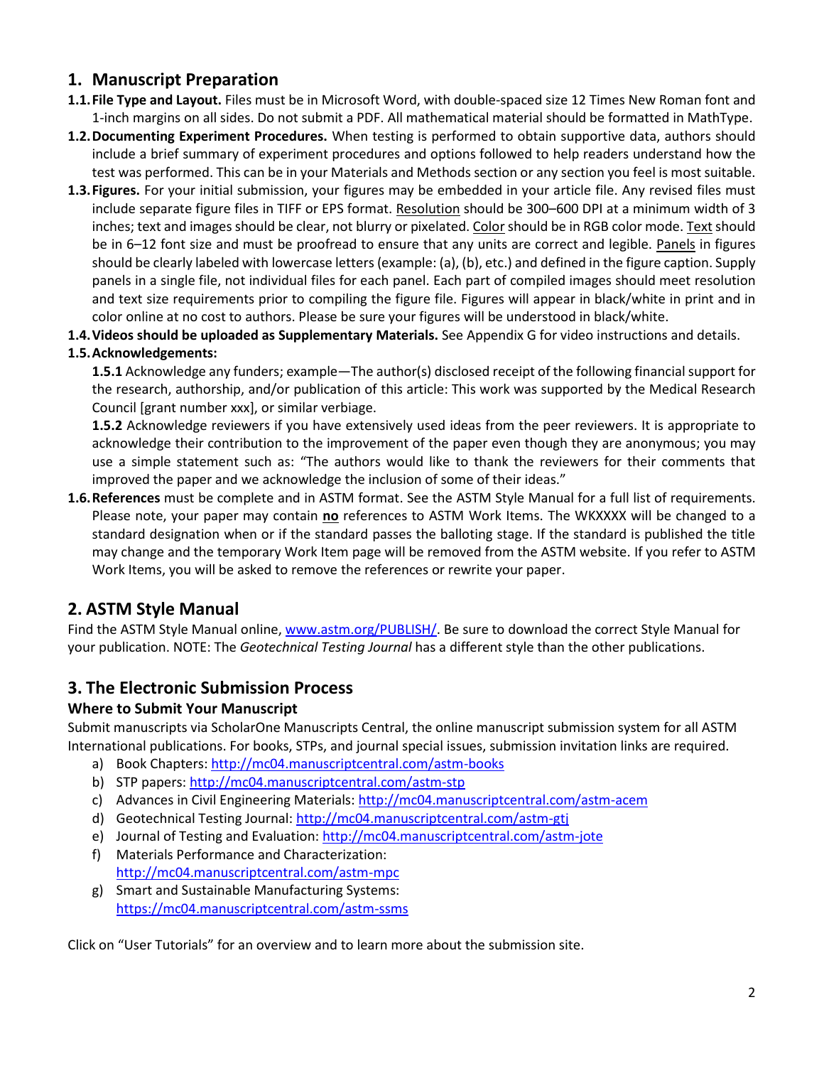## 1. Manuscript Preparation

**1.1. File Type and Layout.** Files must be in Microsoft Word, with double-spaced size 12 Times New Roman font and 1-inch margins on all sides. Do not submit a PDF. All mathematical material should be formatted in MathType.

**1.2. Documenting Experiment Procedures.** When testing is performed to obtain supportive data, authors should include a brief summary of experiment procedures and options followed to help readers understand how the test was performed. This can be in your Materials and Methods section or any section you feel is most suitable.

**1.3. Figures.** For your initial submission, your figures may be embedded in your article file. Any revised files must include separate figure files in TIFF or EPS format. Resolution should be 300–600 DPI at a minimum width of 3 inches; text and images should be clear, not blurry or pixelated. Color should be in RGB color mode. Text should be in 6–12 font size and must be proofread to ensure that any units are correct and legible. Panels in figures should be clearly labeled with lowercase letters (example: (a), (b), etc.) and defined in the figure caption. Supply panels in a single file, not individual files for each panel. Each part of compiled images should meet resolution and text size requirements prior to compiling the figure file. Figures will appear in black/white in print and in color online at no cost to authors. Please be sure your figures will be understood in black/white.

**1.4. Videos should be uploaded as Supplementary Materials.** See Appendix G for video instructions and details.

**1.5. Acknowledgements:**

**1.5.1** Acknowledge any funders; example—The author(s) disclosed receipt of the following financial support for the research, authorship, and/or publication of this article: This work was supported by the Medical Research Council [grant number xxx], or similar verbiage.

**1.5.2** Acknowledge reviewers if you have extensively used ideas from the peer reviewers. It is appropriate to acknowledge their contribution to the improvement of the paper even though they are anonymous; you may use a simple statement such as: "The authors would like to thank the reviewers for their comments that improved the paper and we acknowledge the inclusion of some of their ideas."

**1.6. References** must be complete and in ASTM format. See the ASTM Style Manual for a full list of requirements. Please note, your paper may contain **no** references to ASTM Work Items. The WKXXXX will be changed to a standard designation when or if the standard passes the balloting stage. If the standard is published the title may change and the temporary Work Item page will be removed from the ASTM website. If you refer to ASTM Work Items, you will be asked to remove the references or rewrite your paper.

## 2. ASTM Style Manual

Find the ASTM Style Manual online, www.astm.org/PUBLISH/. Be sure to download the correct Style Manual for your publication. NOTE: The *Geotechnical Testing Journal* has a different style than the other publications.

## 3. The Electronic Submission Process

### Where to Submit Your Manuscript

Submit manuscripts via ScholarOne Manuscripts Central, the online manuscript submission system for all ASTM International publications. For books, STPs, and journal special issues, submission invitation links are required.

a) Book Chapters: http://mc04.manuscriptcentral.com/astm-books
b) STP papers: http://mc04.manuscriptcentral.com/astm-stp
c) Advances in Civil Engineering Materials: http://mc04.manuscriptcentral.com/astm-acem
d) Geotechnical Testing Journal: http://mc04.manuscriptcentral.com/astm-gtj
e) Journal of Testing and Evaluation: http://mc04.manuscriptcentral.com/astm-jote
f) Materials Performance and Characterization: http://mc04.manuscriptcentral.com/astm-mpc
g) Smart and Sustainable Manufacturing Systems: https://mc04.manuscriptcentral.com/astm-ssms

Click on "User Tutorials" for an overview and to learn more about the submission site.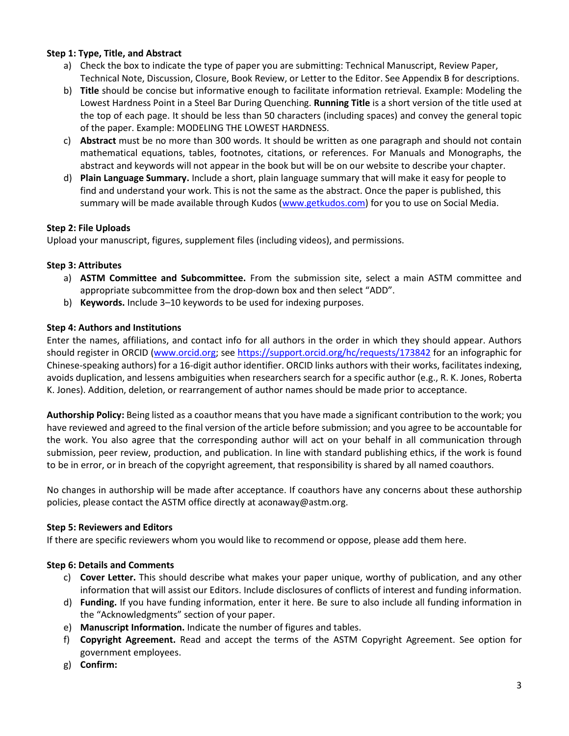**Step 1: Type, Title, and Abstract**

a) Check the box to indicate the type of paper you are submitting: Technical Manuscript, Review Paper, Technical Note, Discussion, Closure, Book Review, or Letter to the Editor. See Appendix B for descriptions.

b) **Title** should be concise but informative enough to facilitate information retrieval. Example: Modeling the Lowest Hardness Point in a Steel Bar During Quenching. **Running Title** is a short version of the title used at the top of each page. It should be less than 50 characters (including spaces) and convey the general topic of the paper. Example: MODELING THE LOWEST HARDNESS.

c) **Abstract** must be no more than 300 words. It should be written as one paragraph and should not contain mathematical equations, tables, footnotes, citations, or references. For Manuals and Monographs, the abstract and keywords will not appear in the book but will be on our website to describe your chapter.

d) **Plain Language Summary.** Include a short, plain language summary that will make it easy for people to find and understand your work. This is not the same as the abstract. Once the paper is published, this summary will be made available through Kudos ([www.getkudos.com](www.getkudos.com)) for you to use on Social Media.

**Step 2: File Uploads**

Upload your manuscript, figures, supplement files (including videos), and permissions.

**Step 3: Attributes**

a) **ASTM Committee and Subcommittee.** From the submission site, select a main ASTM committee and appropriate subcommittee from the drop-down box and then select "ADD".

b) **Keywords.** Include 3–10 keywords to be used for indexing purposes.

**Step 4: Authors and Institutions**

Enter the names, affiliations, and contact info for all authors in the order in which they should appear. Authors should register in ORCID ([www.orcid.org](www.orcid.org); see [https://support.orcid.org/hc/requests/173842](https://support.orcid.org/hc/requests/173842) for an infographic for Chinese-speaking authors) for a 16-digit author identifier. ORCID links authors with their works, facilitates indexing, avoids duplication, and lessens ambiguities when researchers search for a specific author (e.g., R. K. Jones, Roberta K. Jones). Addition, deletion, or rearrangement of author names should be made prior to acceptance.

**Authorship Policy:** Being listed as a coauthor means that you have made a significant contribution to the work; you have reviewed and agreed to the final version of the article before submission; and you agree to be accountable for the work. You also agree that the corresponding author will act on your behalf in all communication through submission, peer review, production, and publication. In line with standard publishing ethics, if the work is found to be in error, or in breach of the copyright agreement, that responsibility is shared by all named coauthors.

No changes in authorship will be made after acceptance. If coauthors have any concerns about these authorship policies, please contact the ASTM office directly at aconaway@astm.org.

**Step 5: Reviewers and Editors**

If there are specific reviewers whom you would like to recommend or oppose, please add them here.

**Step 6: Details and Comments**

c) **Cover Letter.** This should describe what makes your paper unique, worthy of publication, and any other information that will assist our Editors. Include disclosures of conflicts of interest and funding information.

d) **Funding.** If you have funding information, enter it here. Be sure to also include all funding information in the "Acknowledgments" section of your paper.

e) **Manuscript Information.** Indicate the number of figures and tables.

f) **Copyright Agreement.** Read and accept the terms of the ASTM Copyright Agreement. See option for government employees.

g) **Confirm:**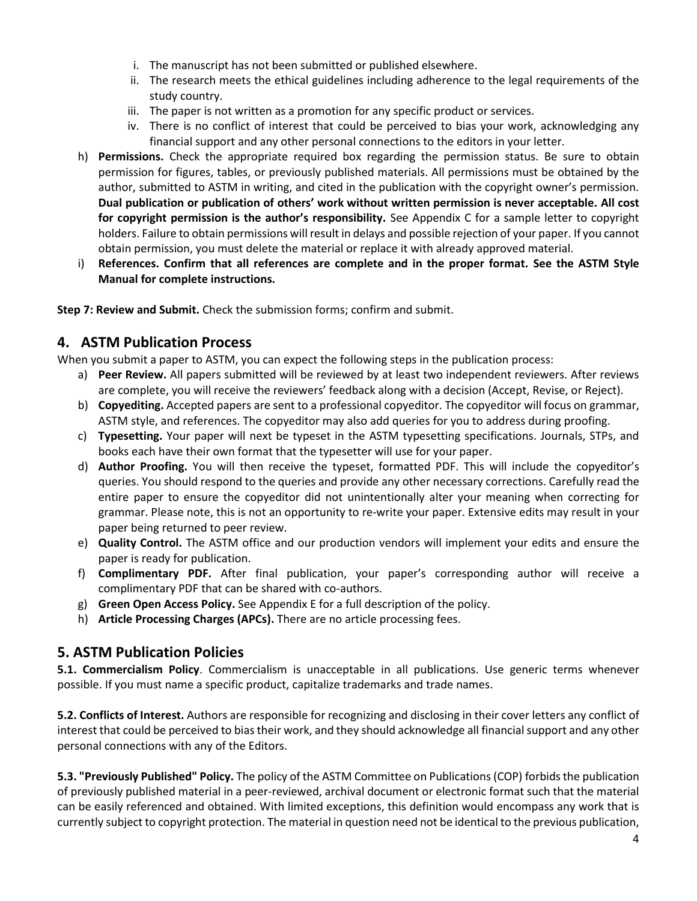i. The manuscript has not been submitted or published elsewhere.
ii. The research meets the ethical guidelines including adherence to the legal requirements of the study country.
iii. The paper is not written as a promotion for any specific product or services.
iv. There is no conflict of interest that could be perceived to bias your work, acknowledging any financial support and any other personal connections to the editors in your letter.

h) **Permissions.** Check the appropriate required box regarding the permission status. Be sure to obtain permission for figures, tables, or previously published materials. All permissions must be obtained by the author, submitted to ASTM in writing, and cited in the publication with the copyright owner's permission. **Dual publication or publication of others' work without written permission is never acceptable. All cost for copyright permission is the author's responsibility.** See Appendix C for a sample letter to copyright holders. Failure to obtain permissions will result in delays and possible rejection of your paper. If you cannot obtain permission, you must delete the material or replace it with already approved material.

i) **References. Confirm that all references are complete and in the proper format. See the ASTM Style Manual for complete instructions.**

**Step 7: Review and Submit.** Check the submission forms; confirm and submit.

## 4. ASTM Publication Process

When you submit a paper to ASTM, you can expect the following steps in the publication process:

a) **Peer Review.** All papers submitted will be reviewed by at least two independent reviewers. After reviews are complete, you will receive the reviewers' feedback along with a decision (Accept, Revise, or Reject).
b) **Copyediting.** Accepted papers are sent to a professional copyeditor. The copyeditor will focus on grammar, ASTM style, and references. The copyeditor may also add queries for you to address during proofing.
c) **Typesetting.** Your paper will next be typeset in the ASTM typesetting specifications. Journals, STPs, and books each have their own format that the typesetter will use for your paper.
d) **Author Proofing.** You will then receive the typeset, formatted PDF. This will include the copyeditor's queries. You should respond to the queries and provide any other necessary corrections. Carefully read the entire paper to ensure the copyeditor did not unintentionally alter your meaning when correcting for grammar. Please note, this is not an opportunity to re-write your paper. Extensive edits may result in your paper being returned to peer review.
e) **Quality Control.** The ASTM office and our production vendors will implement your edits and ensure the paper is ready for publication.
f) **Complimentary PDF.** After final publication, your paper's corresponding author will receive a complimentary PDF that can be shared with co-authors.
g) **Green Open Access Policy.** See Appendix E for a full description of the policy.
h) **Article Processing Charges (APCs).** There are no article processing fees.

## 5. ASTM Publication Policies

**5.1. Commercialism Policy**. Commercialism is unacceptable in all publications. Use generic terms whenever possible. If you must name a specific product, capitalize trademarks and trade names.

**5.2. Conflicts of Interest.** Authors are responsible for recognizing and disclosing in their cover letters any conflict of interest that could be perceived to bias their work, and they should acknowledge all financial support and any other personal connections with any of the Editors.

**5.3. "Previously Published" Policy.** The policy of the ASTM Committee on Publications (COP) forbids the publication of previously published material in a peer-reviewed, archival document or electronic format such that the material can be easily referenced and obtained. With limited exceptions, this definition would encompass any work that is currently subject to copyright protection. The material in question need not be identical to the previous publication,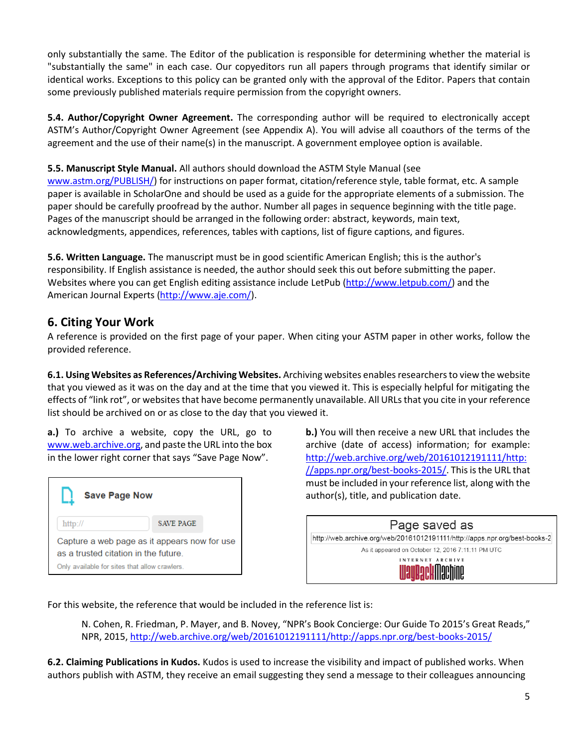only substantially the same. The Editor of the publication is responsible for determining whether the material is "substantially the same" in each case. Our copyeditors run all papers through programs that identify similar or identical works. Exceptions to this policy can be granted only with the approval of the Editor. Papers that contain some previously published materials require permission from the copyright owners.

**5.4. Author/Copyright Owner Agreement.** The corresponding author will be required to electronically accept ASTM's Author/Copyright Owner Agreement (see Appendix A). You will advise all coauthors of the terms of the agreement and the use of their name(s) in the manuscript. A government employee option is available.

**5.5. Manuscript Style Manual.** All authors should download the ASTM Style Manual (see www.astm.org/PUBLISH/) for instructions on paper format, citation/reference style, table format, etc. A sample paper is available in ScholarOne and should be used as a guide for the appropriate elements of a submission. The paper should be carefully proofread by the author. Number all pages in sequence beginning with the title page. Pages of the manuscript should be arranged in the following order: abstract, keywords, main text, acknowledgments, appendices, references, tables with captions, list of figure captions, and figures.

**5.6. Written Language.** The manuscript must be in good scientific American English; this is the author's responsibility. If English assistance is needed, the author should seek this out before submitting the paper. Websites where you can get English editing assistance include LetPub (http://www.letpub.com/) and the American Journal Experts (http://www.aje.com/).

## 6. Citing Your Work

A reference is provided on the first page of your paper. When citing your ASTM paper in other works, follow the provided reference.

**6.1. Using Websites as References/Archiving Websites.** Archiving websites enables researchers to view the website that you viewed as it was on the day and at the time that you viewed it. This is especially helpful for mitigating the effects of "link rot", or websites that have become permanently unavailable. All URLs that you cite in your reference list should be archived on or as close to the day that you viewed it.

**a.)** To archive a website, copy the URL, go to www.web.archive.org, and paste the URL into the box in the lower right corner that says "Save Page Now".

Save Page Now

http:// SAVE PAGE

Capture a web page as it appears now for use as a trusted citation in the future.

Only available for sites that allow crawlers.

**b.)** You will then receive a new URL that includes the archive (date of access) information; for example: http://web.archive.org/web/20161012191111/http://apps.npr.org/best-books-2015/. This is the URL that must be included in your reference list, along with the author(s), title, and publication date.

Page saved as

http://web.archive.org/web/20161012191111/http://apps.npr.org/best-books-2

As it appeared on October 12, 2016 7:11:11 PM UTC

INTERNET ARCHIVE WaybackMachine

For this website, the reference that would be included in the reference list is:

> N. Cohen, R. Friedman, P. Mayer, and B. Novey, "NPR's Book Concierge: Our Guide To 2015's Great Reads," NPR, 2015, http://web.archive.org/web/20161012191111/http://apps.npr.org/best-books-2015/

**6.2. Claiming Publications in Kudos.** Kudos is used to increase the visibility and impact of published works. When authors publish with ASTM, they receive an email suggesting they send a message to their colleagues announcing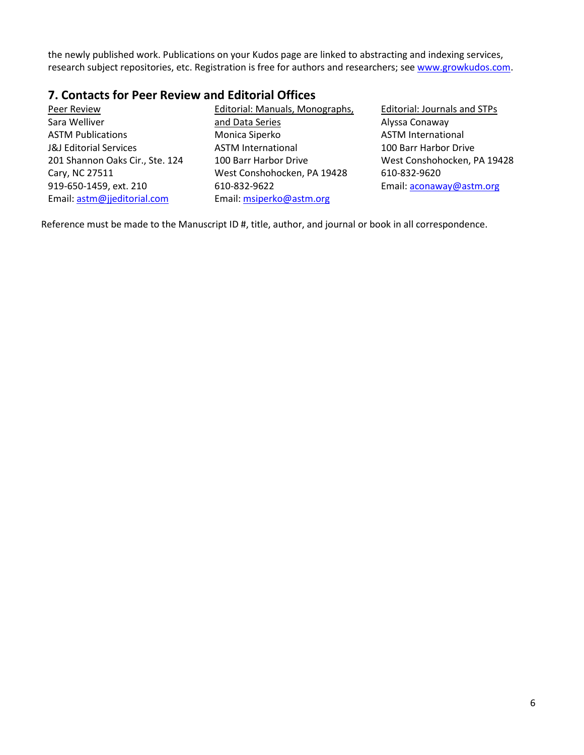the newly published work. Publications on your Kudos page are linked to abstracting and indexing services, research subject repositories, etc. Registration is free for authors and researchers; see www.growkudos.com.

## 7. Contacts for Peer Review and Editorial Offices

Peer Review
Sara Welliver
ASTM Publications
J&J Editorial Services
201 Shannon Oaks Cir., Ste. 124
Cary, NC 27511
919-650-1459, ext. 210
Email: astm@jjeditorial.com

Editorial: Manuals, Monographs, and Data Series
Monica Siperko
ASTM International
100 Barr Harbor Drive
West Conshohocken, PA 19428
610-832-9622
Email: msiperko@astm.org

Editorial: Journals and STPs
Alyssa Conaway
ASTM International
100 Barr Harbor Drive
West Conshohocken, PA 19428
610-832-9620
Email: aconaway@astm.org

Reference must be made to the Manuscript ID #, title, author, and journal or book in all correspondence.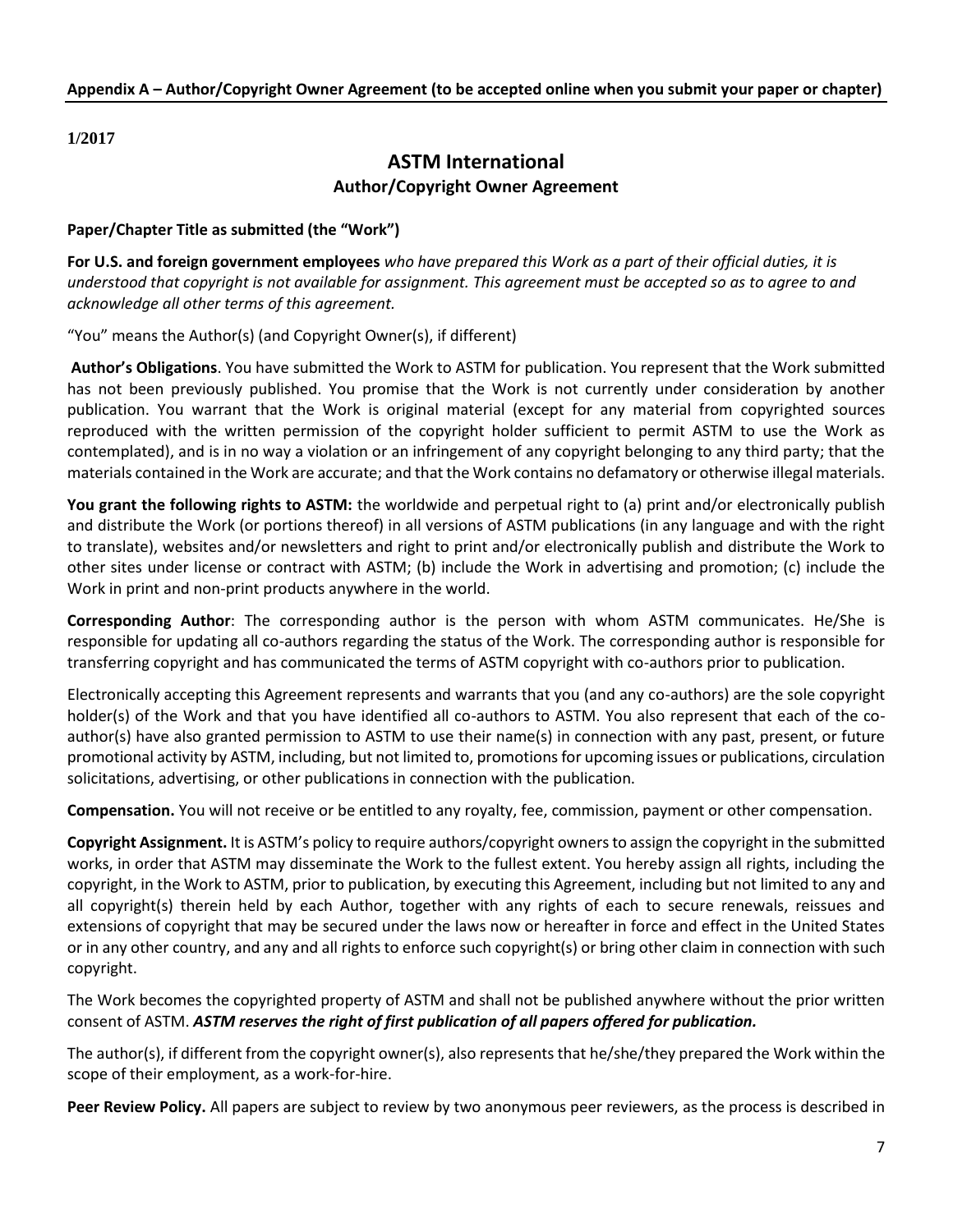**Appendix A – Author/Copyright Owner Agreement (to be accepted online when you submit your paper or chapter)**

**1/2017**

## ASTM International

### Author/Copyright Owner Agreement

**Paper/Chapter Title as submitted (the "Work")**

**For U.S. and foreign government employees** *who have prepared this Work as a part of their official duties, it is understood that copyright is not available for assignment. This agreement must be accepted so as to agree to and acknowledge all other terms of this agreement.*

"You" means the Author(s) (and Copyright Owner(s), if different)

**Author's Obligations**. You have submitted the Work to ASTM for publication. You represent that the Work submitted has not been previously published. You promise that the Work is not currently under consideration by another publication. You warrant that the Work is original material (except for any material from copyrighted sources reproduced with the written permission of the copyright holder sufficient to permit ASTM to use the Work as contemplated), and is in no way a violation or an infringement of any copyright belonging to any third party; that the materials contained in the Work are accurate; and that the Work contains no defamatory or otherwise illegal materials.

**You grant the following rights to ASTM:** the worldwide and perpetual right to (a) print and/or electronically publish and distribute the Work (or portions thereof) in all versions of ASTM publications (in any language and with the right to translate), websites and/or newsletters and right to print and/or electronically publish and distribute the Work to other sites under license or contract with ASTM; (b) include the Work in advertising and promotion; (c) include the Work in print and non-print products anywhere in the world.

**Corresponding Author**: The corresponding author is the person with whom ASTM communicates. He/She is responsible for updating all co-authors regarding the status of the Work. The corresponding author is responsible for transferring copyright and has communicated the terms of ASTM copyright with co-authors prior to publication.

Electronically accepting this Agreement represents and warrants that you (and any co-authors) are the sole copyright holder(s) of the Work and that you have identified all co-authors to ASTM. You also represent that each of the co-author(s) have also granted permission to ASTM to use their name(s) in connection with any past, present, or future promotional activity by ASTM, including, but not limited to, promotions for upcoming issues or publications, circulation solicitations, advertising, or other publications in connection with the publication.

**Compensation.** You will not receive or be entitled to any royalty, fee, commission, payment or other compensation.

**Copyright Assignment.** It is ASTM's policy to require authors/copyright owners to assign the copyright in the submitted works, in order that ASTM may disseminate the Work to the fullest extent. You hereby assign all rights, including the copyright, in the Work to ASTM, prior to publication, by executing this Agreement, including but not limited to any and all copyright(s) therein held by each Author, together with any rights of each to secure renewals, reissues and extensions of copyright that may be secured under the laws now or hereafter in force and effect in the United States or in any other country, and any and all rights to enforce such copyright(s) or bring other claim in connection with such copyright.

The Work becomes the copyrighted property of ASTM and shall not be published anywhere without the prior written consent of ASTM. ***ASTM reserves the right of first publication of all papers offered for publication.***

The author(s), if different from the copyright owner(s), also represents that he/she/they prepared the Work within the scope of their employment, as a work-for-hire.

**Peer Review Policy.** All papers are subject to review by two anonymous peer reviewers, as the process is described in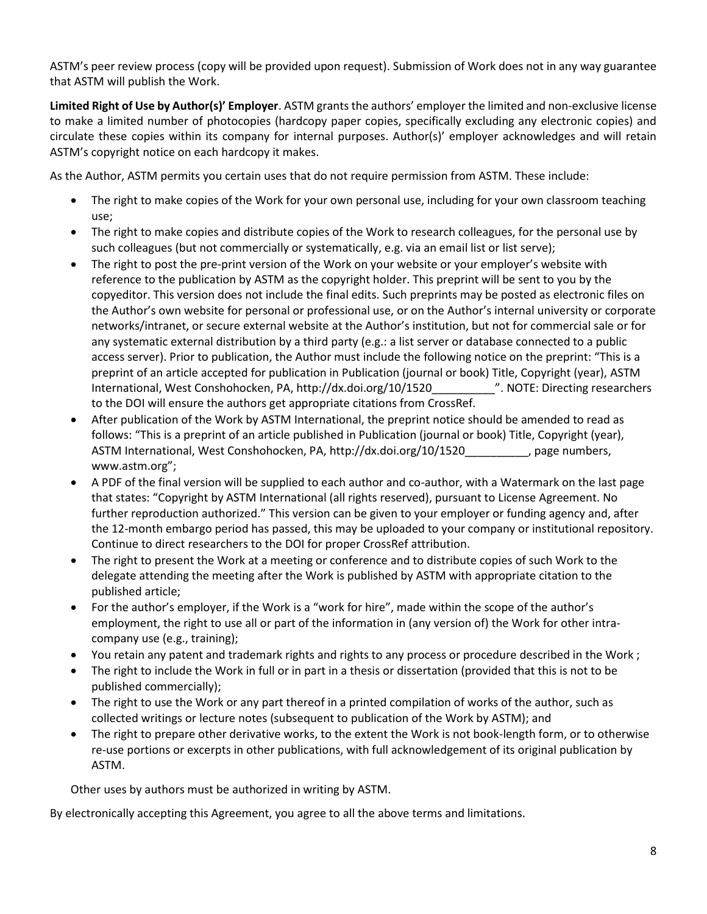ASTM's peer review process (copy will be provided upon request). Submission of Work does not in any way guarantee that ASTM will publish the Work.

**Limited Right of Use by Author(s)' Employer**. ASTM grants the authors' employer the limited and non-exclusive license to make a limited number of photocopies (hardcopy paper copies, specifically excluding any electronic copies) and circulate these copies within its company for internal purposes. Author(s)' employer acknowledges and will retain ASTM's copyright notice on each hardcopy it makes.

As the Author, ASTM permits you certain uses that do not require permission from ASTM. These include:

- The right to make copies of the Work for your own personal use, including for your own classroom teaching use;
- The right to make copies and distribute copies of the Work to research colleagues, for the personal use by such colleagues (but not commercially or systematically, e.g. via an email list or list serve);
- The right to post the pre-print version of the Work on your website or your employer's website with reference to the publication by ASTM as the copyright holder. This preprint will be sent to you by the copyeditor. This version does not include the final edits. Such preprints may be posted as electronic files on the Author's own website for personal or professional use, or on the Author's internal university or corporate networks/intranet, or secure external website at the Author's institution, but not for commercial sale or for any systematic external distribution by a third party (e.g.: a list server or database connected to a public access server). Prior to publication, the Author must include the following notice on the preprint: "This is a preprint of an article accepted for publication in Publication (journal or book) Title, Copyright (year), ASTM International, West Conshohocken, PA, http://dx.doi.org/10/1520__________". NOTE: Directing researchers to the DOI will ensure the authors get appropriate citations from CrossRef.
- After publication of the Work by ASTM International, the preprint notice should be amended to read as follows: "This is a preprint of an article published in Publication (journal or book) Title, Copyright (year), ASTM International, West Conshohocken, PA, http://dx.doi.org/10/1520__________, page numbers, www.astm.org";
- A PDF of the final version will be supplied to each author and co-author, with a Watermark on the last page that states: "Copyright by ASTM International (all rights reserved), pursuant to License Agreement. No further reproduction authorized." This version can be given to your employer or funding agency and, after the 12-month embargo period has passed, this may be uploaded to your company or institutional repository. Continue to direct researchers to the DOI for proper CrossRef attribution.
- The right to present the Work at a meeting or conference and to distribute copies of such Work to the delegate attending the meeting after the Work is published by ASTM with appropriate citation to the published article;
- For the author's employer, if the Work is a "work for hire", made within the scope of the author's employment, the right to use all or part of the information in (any version of) the Work for other intra-company use (e.g., training);
- You retain any patent and trademark rights and rights to any process or procedure described in the Work ;
- The right to include the Work in full or in part in a thesis or dissertation (provided that this is not to be published commercially);
- The right to use the Work or any part thereof in a printed compilation of works of the author, such as collected writings or lecture notes (subsequent to publication of the Work by ASTM); and
- The right to prepare other derivative works, to the extent the Work is not book-length form, or to otherwise re-use portions or excerpts in other publications, with full acknowledgement of its original publication by ASTM.

Other uses by authors must be authorized in writing by ASTM.

By electronically accepting this Agreement, you agree to all the above terms and limitations.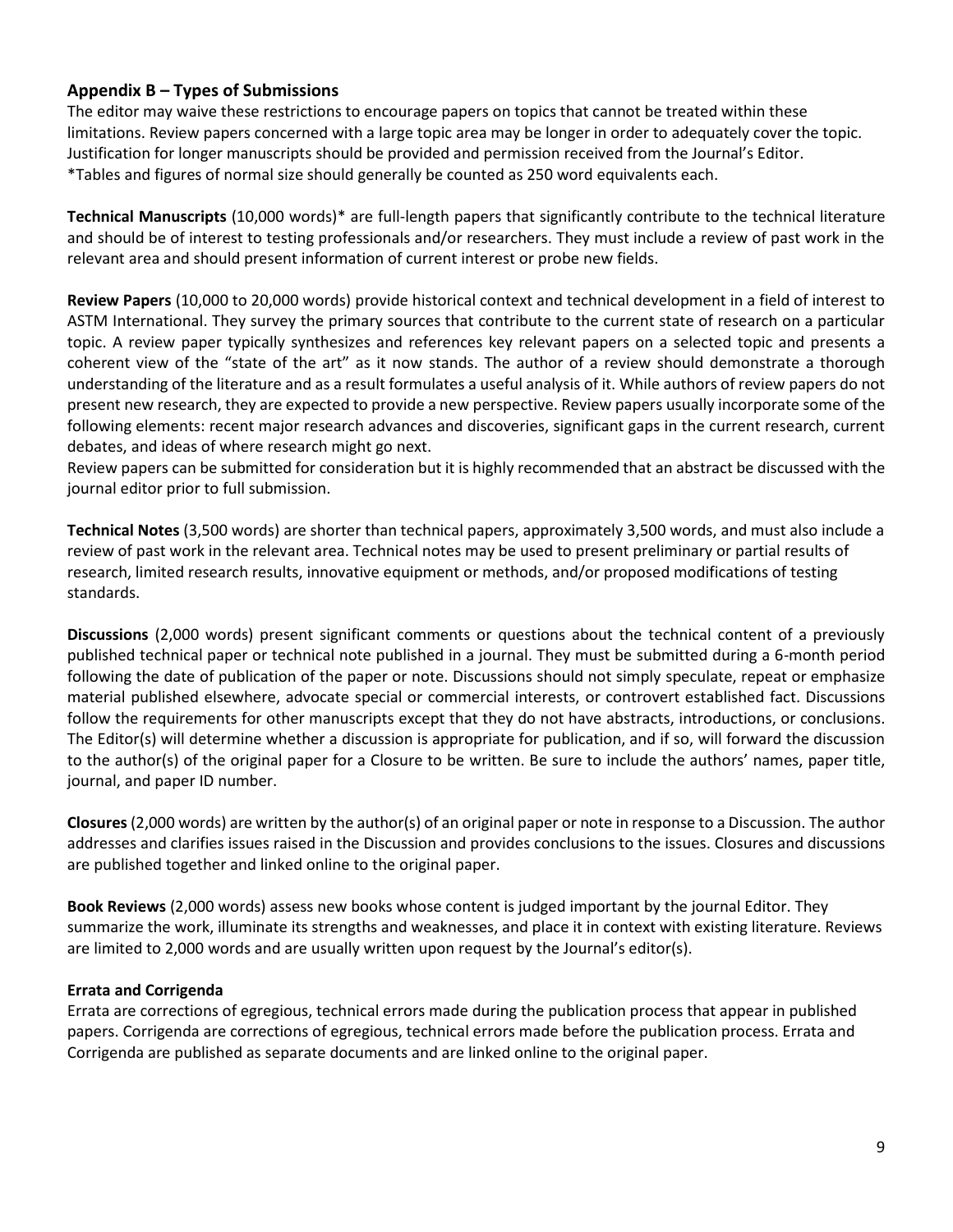## Appendix B – Types of Submissions

The editor may waive these restrictions to encourage papers on topics that cannot be treated within these limitations. Review papers concerned with a large topic area may be longer in order to adequately cover the topic. Justification for longer manuscripts should be provided and permission received from the Journal's Editor.
*Tables and figures of normal size should generally be counted as 250 word equivalents each.

**Technical Manuscripts** (10,000 words)* are full-length papers that significantly contribute to the technical literature and should be of interest to testing professionals and/or researchers. They must include a review of past work in the relevant area and should present information of current interest or probe new fields.

**Review Papers** (10,000 to 20,000 words) provide historical context and technical development in a field of interest to ASTM International. They survey the primary sources that contribute to the current state of research on a particular topic. A review paper typically synthesizes and references key relevant papers on a selected topic and presents a coherent view of the "state of the art" as it now stands. The author of a review should demonstrate a thorough understanding of the literature and as a result formulates a useful analysis of it. While authors of review papers do not present new research, they are expected to provide a new perspective. Review papers usually incorporate some of the following elements: recent major research advances and discoveries, significant gaps in the current research, current debates, and ideas of where research might go next.
Review papers can be submitted for consideration but it is highly recommended that an abstract be discussed with the journal editor prior to full submission.

**Technical Notes** (3,500 words) are shorter than technical papers, approximately 3,500 words, and must also include a review of past work in the relevant area. Technical notes may be used to present preliminary or partial results of research, limited research results, innovative equipment or methods, and/or proposed modifications of testing standards.

**Discussions** (2,000 words) present significant comments or questions about the technical content of a previously published technical paper or technical note published in a journal. They must be submitted during a 6-month period following the date of publication of the paper or note. Discussions should not simply speculate, repeat or emphasize material published elsewhere, advocate special or commercial interests, or controvert established fact. Discussions follow the requirements for other manuscripts except that they do not have abstracts, introductions, or conclusions. The Editor(s) will determine whether a discussion is appropriate for publication, and if so, will forward the discussion to the author(s) of the original paper for a Closure to be written. Be sure to include the authors' names, paper title, journal, and paper ID number.

**Closures** (2,000 words) are written by the author(s) of an original paper or note in response to a Discussion. The author addresses and clarifies issues raised in the Discussion and provides conclusions to the issues. Closures and discussions are published together and linked online to the original paper.

**Book Reviews** (2,000 words) assess new books whose content is judged important by the journal Editor. They summarize the work, illuminate its strengths and weaknesses, and place it in context with existing literature. Reviews are limited to 2,000 words and are usually written upon request by the Journal's editor(s).

**Errata and Corrigenda**

Errata are corrections of egregious, technical errors made during the publication process that appear in published papers. Corrigenda are corrections of egregious, technical errors made before the publication process. Errata and Corrigenda are published as separate documents and are linked online to the original paper.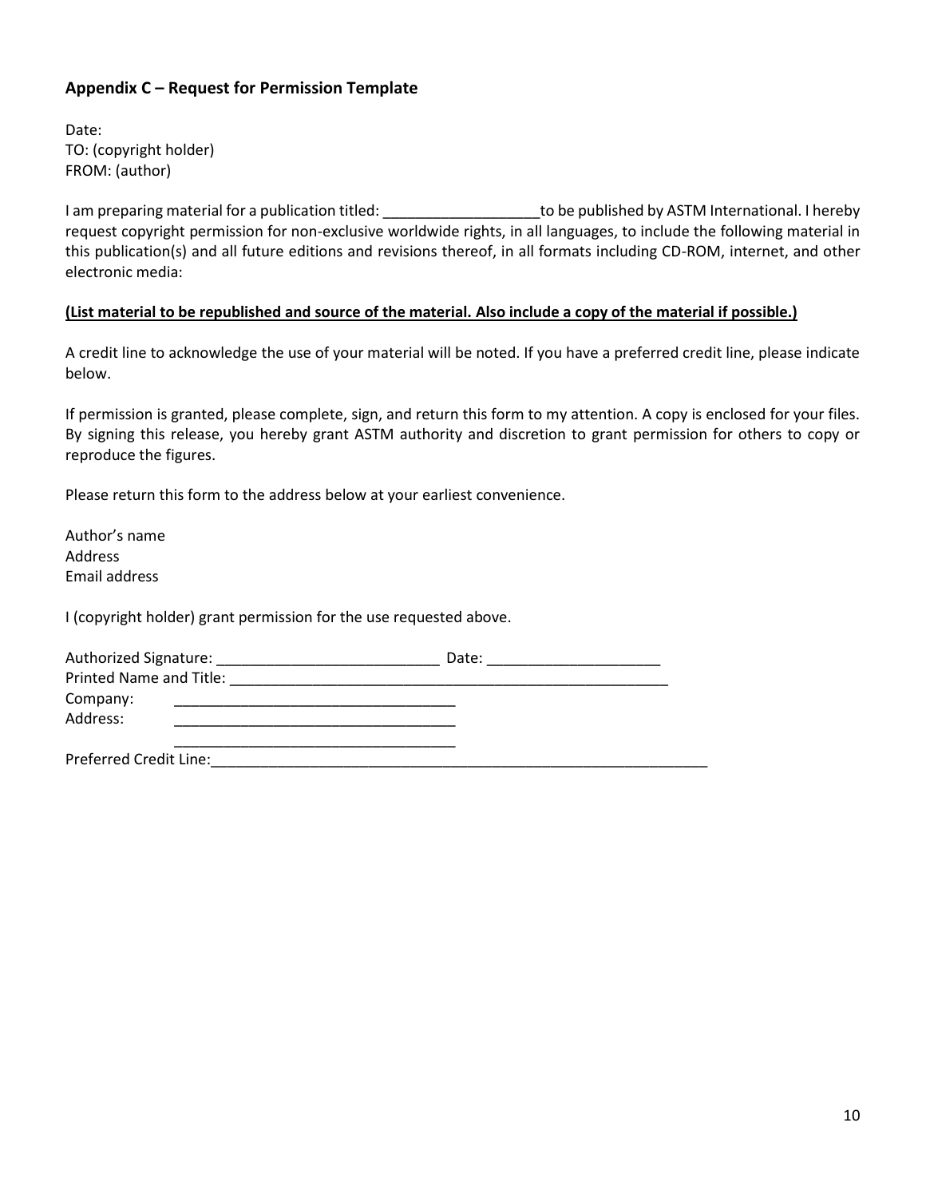### Appendix C – Request for Permission Template

Date:
TO: (copyright holder)
FROM: (author)

I am preparing material for a publication titled: ___________________to be published by ASTM International. I hereby request copyright permission for non-exclusive worldwide rights, in all languages, to include the following material in this publication(s) and all future editions and revisions thereof, in all formats including CD-ROM, internet, and other electronic media:

**(List material to be republished and source of the material. Also include a copy of the material if possible.)**

A credit line to acknowledge the use of your material will be noted. If you have a preferred credit line, please indicate below.

If permission is granted, please complete, sign, and return this form to my attention. A copy is enclosed for your files. By signing this release, you hereby grant ASTM authority and discretion to grant permission for others to copy or reproduce the figures.

Please return this form to the address below at your earliest convenience.

Author's name
Address
Email address

I (copyright holder) grant permission for the use requested above.

Authorized Signature: ___________________________ Date: _____________________
Printed Name and Title: _______________________________________________________
Company: ___________________________________
Address: ___________________________________
___________________________________
Preferred Credit Line:_______________________________________________________________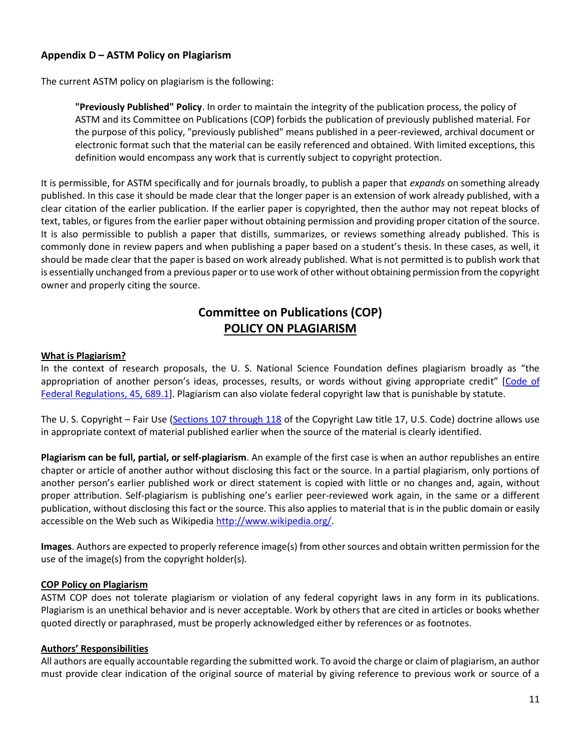### Appendix D – ASTM Policy on Plagiarism

The current ASTM policy on plagiarism is the following:

> **"Previously Published" Policy**. In order to maintain the integrity of the publication process, the policy of ASTM and its Committee on Publications (COP) forbids the publication of previously published material. For the purpose of this policy, "previously published" means published in a peer-reviewed, archival document or electronic format such that the material can be easily referenced and obtained. With limited exceptions, this definition would encompass any work that is currently subject to copyright protection.

It is permissible, for ASTM specifically and for journals broadly, to publish a paper that *expands* on something already published. In this case it should be made clear that the longer paper is an extension of work already published, with a clear citation of the earlier publication. If the earlier paper is copyrighted, then the author may not repeat blocks of text, tables, or figures from the earlier paper without obtaining permission and providing proper citation of the source. It is also permissible to publish a paper that distills, summarizes, or reviews something already published. This is commonly done in review papers and when publishing a paper based on a student's thesis. In these cases, as well, it should be made clear that the paper is based on work already published. What is not permitted is to publish work that is essentially unchanged from a previous paper or to use work of other without obtaining permission from the copyright owner and properly citing the source.

## Committee on Publications (COP)
## POLICY ON PLAGIARISM

**What is Plagiarism?**

In the context of research proposals, the U. S. National Science Foundation defines plagiarism broadly as "the appropriation of another person's ideas, processes, results, or words without giving appropriate credit" [Code of Federal Regulations, 45, 689.1]. Plagiarism can also violate federal copyright law that is punishable by statute.

The U. S. Copyright – Fair Use (Sections 107 through 118 of the Copyright Law title 17, U.S. Code) doctrine allows use in appropriate context of material published earlier when the source of the material is clearly identified.

**Plagiarism can be full, partial, or self-plagiarism**. An example of the first case is when an author republishes an entire chapter or article of another author without disclosing this fact or the source. In a partial plagiarism, only portions of another person's earlier published work or direct statement is copied with little or no changes and, again, without proper attribution. Self-plagiarism is publishing one's earlier peer-reviewed work again, in the same or a different publication, without disclosing this fact or the source. This also applies to material that is in the public domain or easily accessible on the Web such as Wikipedia http://www.wikipedia.org/.

**Images**. Authors are expected to properly reference image(s) from other sources and obtain written permission for the use of the image(s) from the copyright holder(s).

**COP Policy on Plagiarism**

ASTM COP does not tolerate plagiarism or violation of any federal copyright laws in any form in its publications. Plagiarism is an unethical behavior and is never acceptable. Work by others that are cited in articles or books whether quoted directly or paraphrased, must be properly acknowledged either by references or as footnotes.

**Authors' Responsibilities**

All authors are equally accountable regarding the submitted work. To avoid the charge or claim of plagiarism, an author must provide clear indication of the original source of material by giving reference to previous work or source of a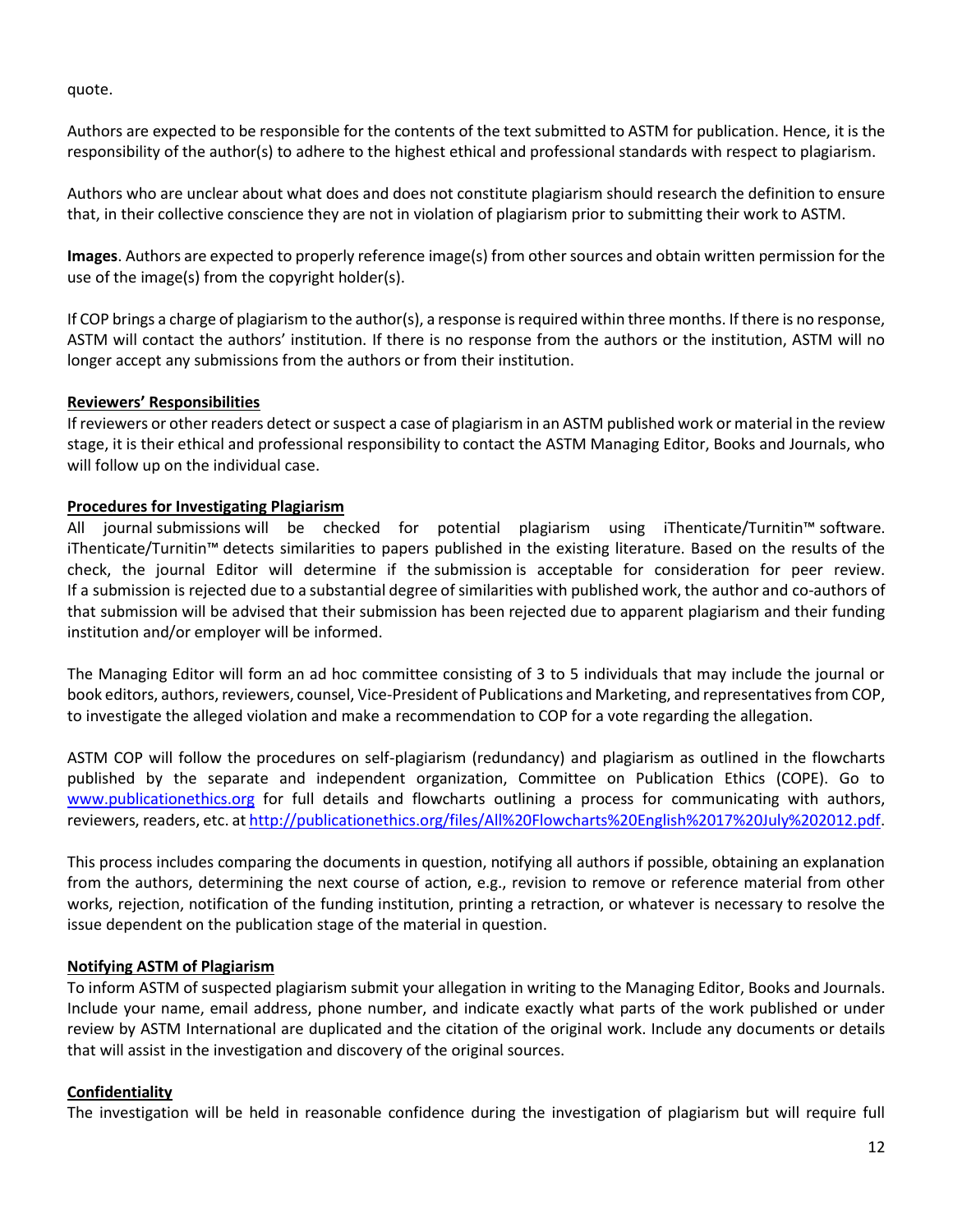quote.

Authors are expected to be responsible for the contents of the text submitted to ASTM for publication. Hence, it is the responsibility of the author(s) to adhere to the highest ethical and professional standards with respect to plagiarism.

Authors who are unclear about what does and does not constitute plagiarism should research the definition to ensure that, in their collective conscience they are not in violation of plagiarism prior to submitting their work to ASTM.

**Images**. Authors are expected to properly reference image(s) from other sources and obtain written permission for the use of the image(s) from the copyright holder(s).

If COP brings a charge of plagiarism to the author(s), a response is required within three months. If there is no response, ASTM will contact the authors' institution. If there is no response from the authors or the institution, ASTM will no longer accept any submissions from the authors or from their institution.

**Reviewers' Responsibilities**

If reviewers or other readers detect or suspect a case of plagiarism in an ASTM published work or material in the review stage, it is their ethical and professional responsibility to contact the ASTM Managing Editor, Books and Journals, who will follow up on the individual case.

**Procedures for Investigating Plagiarism**

All journal submissions will be checked for potential plagiarism using iThenticate/Turnitin™ software. iThenticate/Turnitin™ detects similarities to papers published in the existing literature. Based on the results of the check, the journal Editor will determine if the submission is acceptable for consideration for peer review. If a submission is rejected due to a substantial degree of similarities with published work, the author and co-authors of that submission will be advised that their submission has been rejected due to apparent plagiarism and their funding institution and/or employer will be informed.

The Managing Editor will form an ad hoc committee consisting of 3 to 5 individuals that may include the journal or book editors, authors, reviewers, counsel, Vice-President of Publications and Marketing, and representatives from COP, to investigate the alleged violation and make a recommendation to COP for a vote regarding the allegation.

ASTM COP will follow the procedures on self-plagiarism (redundancy) and plagiarism as outlined in the flowcharts published by the separate and independent organization, Committee on Publication Ethics (COPE). Go to [www.publicationethics.org](www.publicationethics.org) for full details and flowcharts outlining a process for communicating with authors, reviewers, readers, etc. at [http://publicationethics.org/files/All%20Flowcharts%20English%2017%20July%202012.pdf](http://publicationethics.org/files/All%20Flowcharts%20English%2017%20July%202012.pdf).

This process includes comparing the documents in question, notifying all authors if possible, obtaining an explanation from the authors, determining the next course of action, e.g., revision to remove or reference material from other works, rejection, notification of the funding institution, printing a retraction, or whatever is necessary to resolve the issue dependent on the publication stage of the material in question.

**Notifying ASTM of Plagiarism**

To inform ASTM of suspected plagiarism submit your allegation in writing to the Managing Editor, Books and Journals. Include your name, email address, phone number, and indicate exactly what parts of the work published or under review by ASTM International are duplicated and the citation of the original work. Include any documents or details that will assist in the investigation and discovery of the original sources.

**Confidentiality**

The investigation will be held in reasonable confidence during the investigation of plagiarism but will require full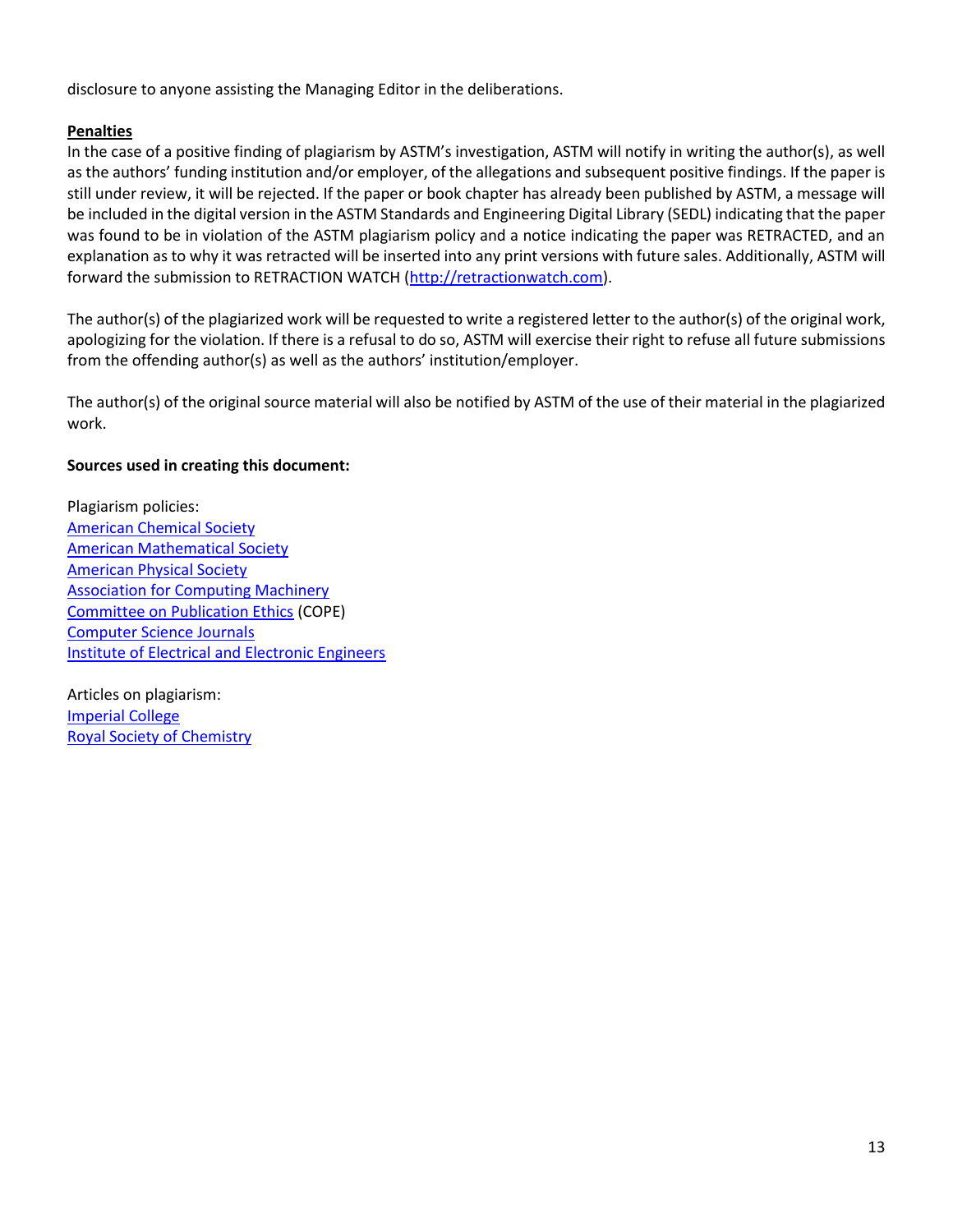disclosure to anyone assisting the Managing Editor in the deliberations.

**Penalties**

In the case of a positive finding of plagiarism by ASTM's investigation, ASTM will notify in writing the author(s), as well as the authors' funding institution and/or employer, of the allegations and subsequent positive findings. If the paper is still under review, it will be rejected. If the paper or book chapter has already been published by ASTM, a message will be included in the digital version in the ASTM Standards and Engineering Digital Library (SEDL) indicating that the paper was found to be in violation of the ASTM plagiarism policy and a notice indicating the paper was RETRACTED, and an explanation as to why it was retracted will be inserted into any print versions with future sales. Additionally, ASTM will forward the submission to RETRACTION WATCH (http://retractionwatch.com).

The author(s) of the plagiarized work will be requested to write a registered letter to the author(s) of the original work, apologizing for the violation. If there is a refusal to do so, ASTM will exercise their right to refuse all future submissions from the offending author(s) as well as the authors' institution/employer.

The author(s) of the original source material will also be notified by ASTM of the use of their material in the plagiarized work.

**Sources used in creating this document:**

Plagiarism policies:
American Chemical Society
American Mathematical Society
American Physical Society
Association for Computing Machinery
Committee on Publication Ethics (COPE)
Computer Science Journals
Institute of Electrical and Electronic Engineers

Articles on plagiarism:
Imperial College
Royal Society of Chemistry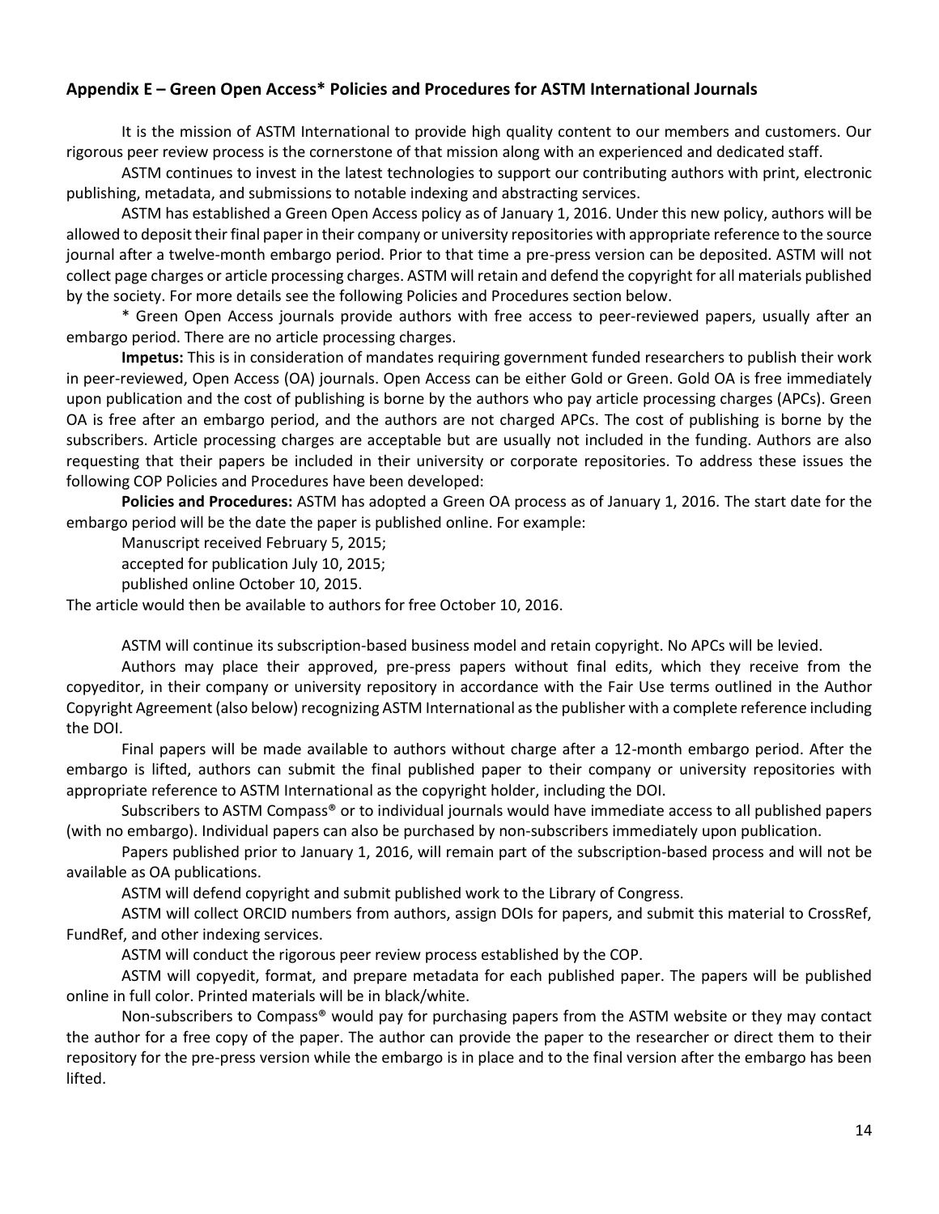## Appendix E – Green Open Access* Policies and Procedures for ASTM International Journals

It is the mission of ASTM International to provide high quality content to our members and customers. Our rigorous peer review process is the cornerstone of that mission along with an experienced and dedicated staff.

ASTM continues to invest in the latest technologies to support our contributing authors with print, electronic publishing, metadata, and submissions to notable indexing and abstracting services.

ASTM has established a Green Open Access policy as of January 1, 2016. Under this new policy, authors will be allowed to deposit their final paper in their company or university repositories with appropriate reference to the source journal after a twelve-month embargo period. Prior to that time a pre-press version can be deposited. ASTM will not collect page charges or article processing charges. ASTM will retain and defend the copyright for all materials published by the society. For more details see the following Policies and Procedures section below.

* Green Open Access journals provide authors with free access to peer-reviewed papers, usually after an embargo period. There are no article processing charges.

**Impetus:** This is in consideration of mandates requiring government funded researchers to publish their work in peer-reviewed, Open Access (OA) journals. Open Access can be either Gold or Green. Gold OA is free immediately upon publication and the cost of publishing is borne by the authors who pay article processing charges (APCs). Green OA is free after an embargo period, and the authors are not charged APCs. The cost of publishing is borne by the subscribers. Article processing charges are acceptable but are usually not included in the funding. Authors are also requesting that their papers be included in their university or corporate repositories. To address these issues the following COP Policies and Procedures have been developed:

**Policies and Procedures:** ASTM has adopted a Green OA process as of January 1, 2016. The start date for the embargo period will be the date the paper is published online. For example:

Manuscript received February 5, 2015;

accepted for publication July 10, 2015;

published online October 10, 2015.

The article would then be available to authors for free October 10, 2016.

ASTM will continue its subscription-based business model and retain copyright. No APCs will be levied.

Authors may place their approved, pre-press papers without final edits, which they receive from the copyeditor, in their company or university repository in accordance with the Fair Use terms outlined in the Author Copyright Agreement (also below) recognizing ASTM International as the publisher with a complete reference including the DOI.

Final papers will be made available to authors without charge after a 12-month embargo period. After the embargo is lifted, authors can submit the final published paper to their company or university repositories with appropriate reference to ASTM International as the copyright holder, including the DOI.

Subscribers to ASTM Compass® or to individual journals would have immediate access to all published papers (with no embargo). Individual papers can also be purchased by non-subscribers immediately upon publication.

Papers published prior to January 1, 2016, will remain part of the subscription-based process and will not be available as OA publications.

ASTM will defend copyright and submit published work to the Library of Congress.

ASTM will collect ORCID numbers from authors, assign DOIs for papers, and submit this material to CrossRef, FundRef, and other indexing services.

ASTM will conduct the rigorous peer review process established by the COP.

ASTM will copyedit, format, and prepare metadata for each published paper. The papers will be published online in full color. Printed materials will be in black/white.

Non-subscribers to Compass® would pay for purchasing papers from the ASTM website or they may contact the author for a free copy of the paper. The author can provide the paper to the researcher or direct them to their repository for the pre-press version while the embargo is in place and to the final version after the embargo has been lifted.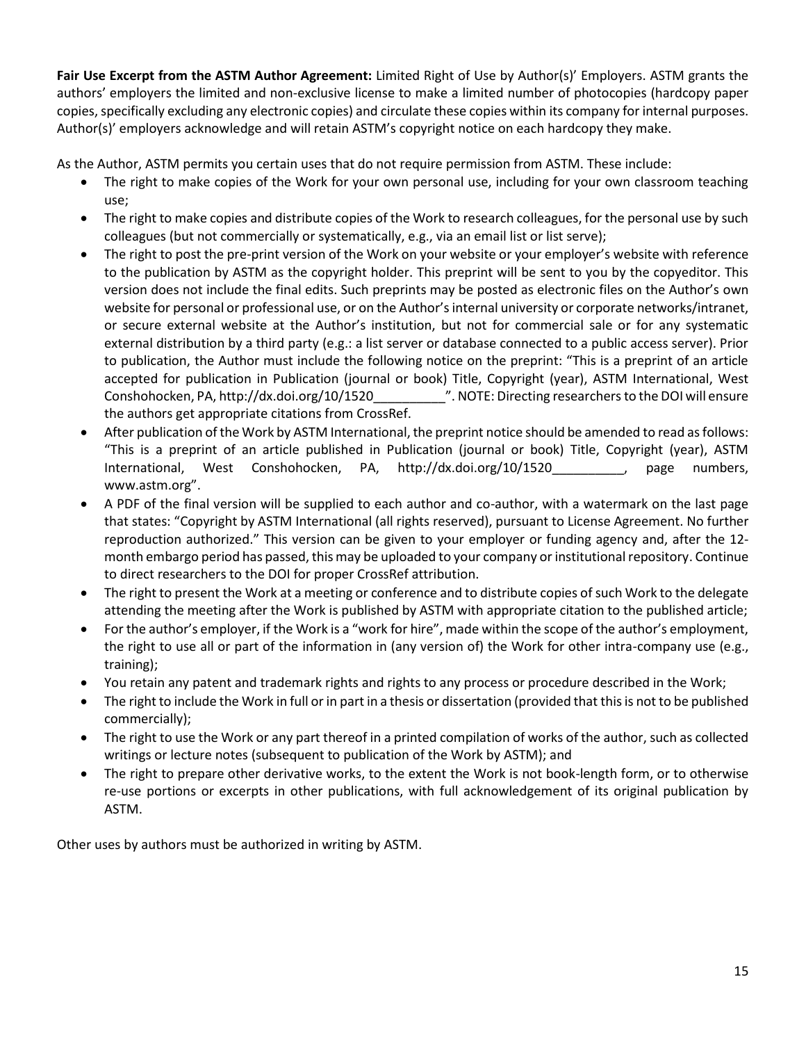**Fair Use Excerpt from the ASTM Author Agreement:** Limited Right of Use by Author(s)' Employers. ASTM grants the authors' employers the limited and non-exclusive license to make a limited number of photocopies (hardcopy paper copies, specifically excluding any electronic copies) and circulate these copies within its company for internal purposes. Author(s)' employers acknowledge and will retain ASTM's copyright notice on each hardcopy they make.

As the Author, ASTM permits you certain uses that do not require permission from ASTM. These include:

- The right to make copies of the Work for your own personal use, including for your own classroom teaching use;
- The right to make copies and distribute copies of the Work to research colleagues, for the personal use by such colleagues (but not commercially or systematically, e.g., via an email list or list serve);
- The right to post the pre-print version of the Work on your website or your employer's website with reference to the publication by ASTM as the copyright holder. This preprint will be sent to you by the copyeditor. This version does not include the final edits. Such preprints may be posted as electronic files on the Author's own website for personal or professional use, or on the Author's internal university or corporate networks/intranet, or secure external website at the Author's institution, but not for commercial sale or for any systematic external distribution by a third party (e.g.: a list server or database connected to a public access server). Prior to publication, the Author must include the following notice on the preprint: "This is a preprint of an article accepted for publication in Publication (journal or book) Title, Copyright (year), ASTM International, West Conshohocken, PA, http://dx.doi.org/10/1520__________". NOTE: Directing researchers to the DOI will ensure the authors get appropriate citations from CrossRef.
- After publication of the Work by ASTM International, the preprint notice should be amended to read as follows: "This is a preprint of an article published in Publication (journal or book) Title, Copyright (year), ASTM International, West Conshohocken, PA, http://dx.doi.org/10/1520__________, page numbers, www.astm.org".
- A PDF of the final version will be supplied to each author and co-author, with a watermark on the last page that states: "Copyright by ASTM International (all rights reserved), pursuant to License Agreement. No further reproduction authorized." This version can be given to your employer or funding agency and, after the 12-month embargo period has passed, this may be uploaded to your company or institutional repository. Continue to direct researchers to the DOI for proper CrossRef attribution.
- The right to present the Work at a meeting or conference and to distribute copies of such Work to the delegate attending the meeting after the Work is published by ASTM with appropriate citation to the published article;
- For the author's employer, if the Work is a "work for hire", made within the scope of the author's employment, the right to use all or part of the information in (any version of) the Work for other intra-company use (e.g., training);
- You retain any patent and trademark rights and rights to any process or procedure described in the Work;
- The right to include the Work in full or in part in a thesis or dissertation (provided that this is not to be published commercially);
- The right to use the Work or any part thereof in a printed compilation of works of the author, such as collected writings or lecture notes (subsequent to publication of the Work by ASTM); and
- The right to prepare other derivative works, to the extent the Work is not book-length form, or to otherwise re-use portions or excerpts in other publications, with full acknowledgement of its original publication by ASTM.

Other uses by authors must be authorized in writing by ASTM.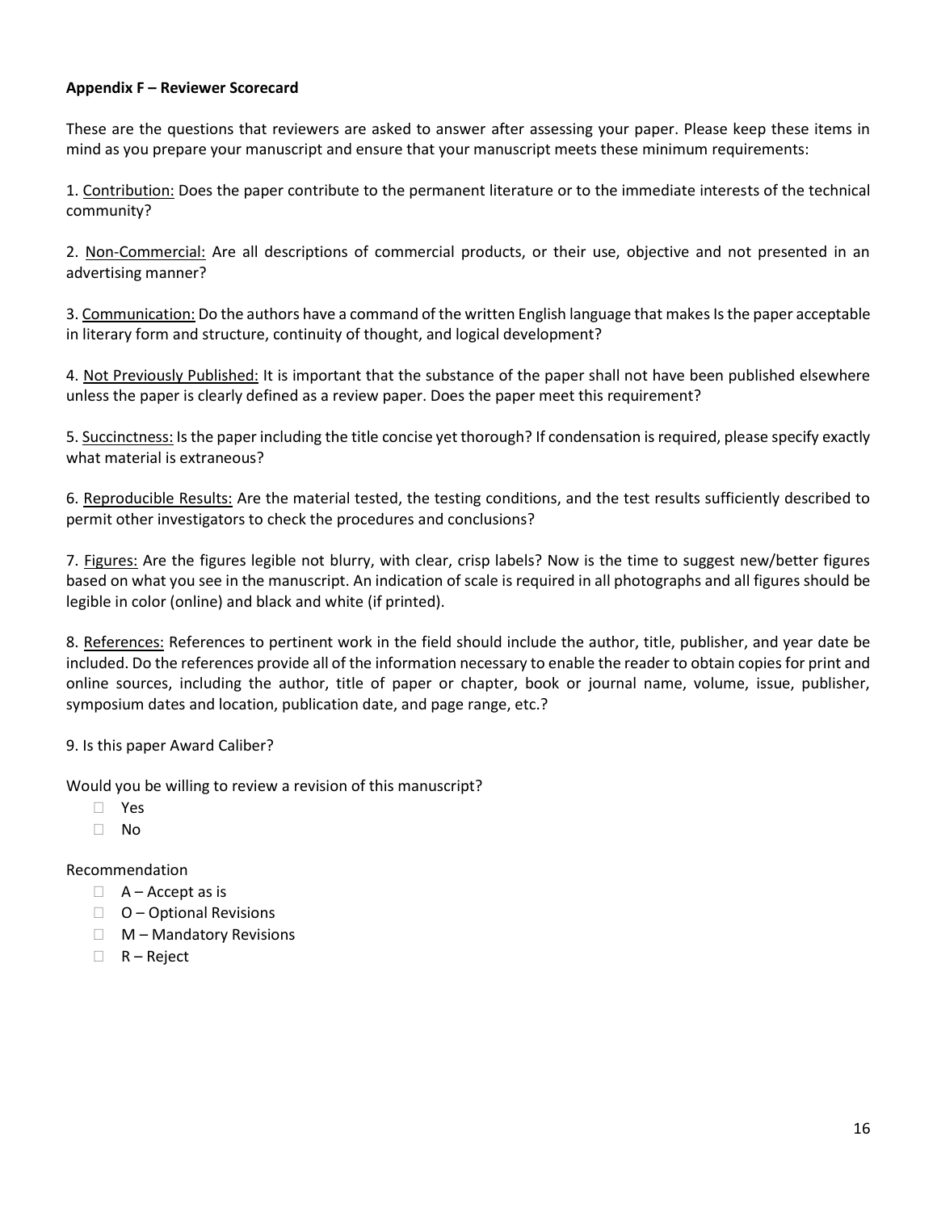**Appendix F – Reviewer Scorecard**

These are the questions that reviewers are asked to answer after assessing your paper. Please keep these items in mind as you prepare your manuscript and ensure that your manuscript meets these minimum requirements:

1. <u>Contribution:</u> Does the paper contribute to the permanent literature or to the immediate interests of the technical community?

2. <u>Non-Commercial:</u> Are all descriptions of commercial products, or their use, objective and not presented in an advertising manner?

3. <u>Communication:</u> Do the authors have a command of the written English language that makes Is the paper acceptable in literary form and structure, continuity of thought, and logical development?

4. <u>Not Previously Published:</u> It is important that the substance of the paper shall not have been published elsewhere unless the paper is clearly defined as a review paper. Does the paper meet this requirement?

5. <u>Succinctness:</u> Is the paper including the title concise yet thorough? If condensation is required, please specify exactly what material is extraneous?

6. <u>Reproducible Results:</u> Are the material tested, the testing conditions, and the test results sufficiently described to permit other investigators to check the procedures and conclusions?

7. <u>Figures:</u> Are the figures legible not blurry, with clear, crisp labels? Now is the time to suggest new/better figures based on what you see in the manuscript. An indication of scale is required in all photographs and all figures should be legible in color (online) and black and white (if printed).

8. <u>References:</u> References to pertinent work in the field should include the author, title, publisher, and year date be included. Do the references provide all of the information necessary to enable the reader to obtain copies for print and online sources, including the author, title of paper or chapter, book or journal name, volume, issue, publisher, symposium dates and location, publication date, and page range, etc.?

9. Is this paper Award Caliber?

Would you be willing to review a revision of this manuscript?

- ☐ Yes
- ☐ No

Recommendation

- ☐ A – Accept as is
- ☐ O – Optional Revisions
- ☐ M – Mandatory Revisions
- ☐ R – Reject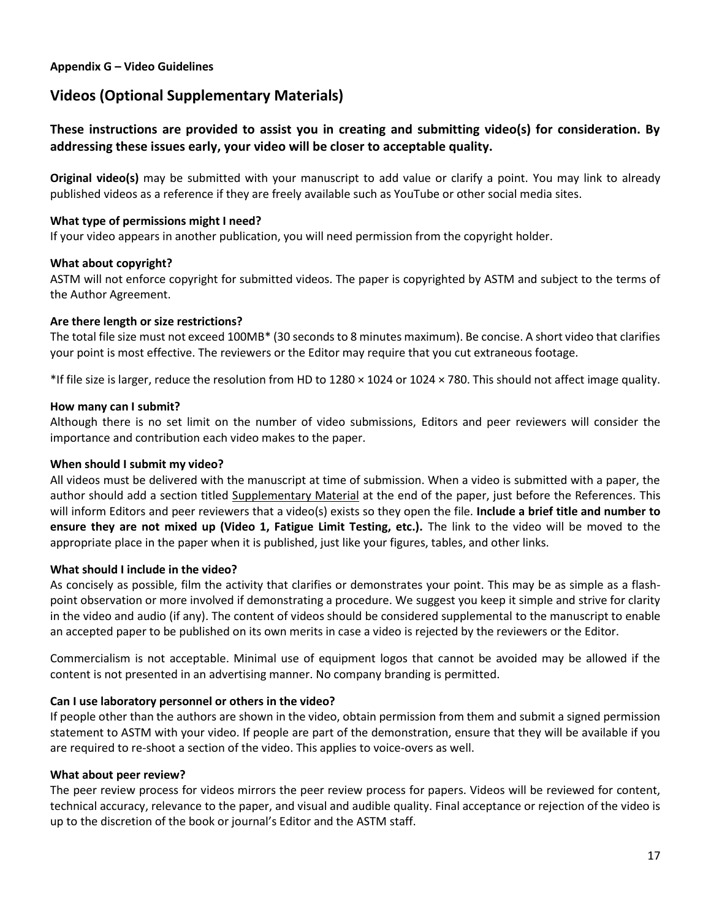**Appendix G – Video Guidelines**

## Videos (Optional Supplementary Materials)

### These instructions are provided to assist you in creating and submitting video(s) for consideration. By addressing these issues early, your video will be closer to acceptable quality.

**Original video(s)** may be submitted with your manuscript to add value or clarify a point. You may link to already published videos as a reference if they are freely available such as YouTube or other social media sites.

**What type of permissions might I need?**
If your video appears in another publication, you will need permission from the copyright holder.

**What about copyright?**
ASTM will not enforce copyright for submitted videos. The paper is copyrighted by ASTM and subject to the terms of the Author Agreement.

**Are there length or size restrictions?**
The total file size must not exceed 100MB* (30 seconds to 8 minutes maximum). Be concise. A short video that clarifies your point is most effective. The reviewers or the Editor may require that you cut extraneous footage.

*If file size is larger, reduce the resolution from HD to 1280 × 1024 or 1024 × 780. This should not affect image quality.

**How many can I submit?**
Although there is no set limit on the number of video submissions, Editors and peer reviewers will consider the importance and contribution each video makes to the paper.

**When should I submit my video?**
All videos must be delivered with the manuscript at time of submission. When a video is submitted with a paper, the author should add a section titled <u>Supplementary Material</u> at the end of the paper, just before the References. This will inform Editors and peer reviewers that a video(s) exists so they open the file. **Include a brief title and number to ensure they are not mixed up (Video 1, Fatigue Limit Testing, etc.).** The link to the video will be moved to the appropriate place in the paper when it is published, just like your figures, tables, and other links.

**What should I include in the video?**
As concisely as possible, film the activity that clarifies or demonstrates your point. This may be as simple as a flash-point observation or more involved if demonstrating a procedure. We suggest you keep it simple and strive for clarity in the video and audio (if any). The content of videos should be considered supplemental to the manuscript to enable an accepted paper to be published on its own merits in case a video is rejected by the reviewers or the Editor.

Commercialism is not acceptable. Minimal use of equipment logos that cannot be avoided may be allowed if the content is not presented in an advertising manner. No company branding is permitted.

**Can I use laboratory personnel or others in the video?**
If people other than the authors are shown in the video, obtain permission from them and submit a signed permission statement to ASTM with your video. If people are part of the demonstration, ensure that they will be available if you are required to re-shoot a section of the video. This applies to voice-overs as well.

**What about peer review?**
The peer review process for videos mirrors the peer review process for papers. Videos will be reviewed for content, technical accuracy, relevance to the paper, and visual and audible quality. Final acceptance or rejection of the video is up to the discretion of the book or journal's Editor and the ASTM staff.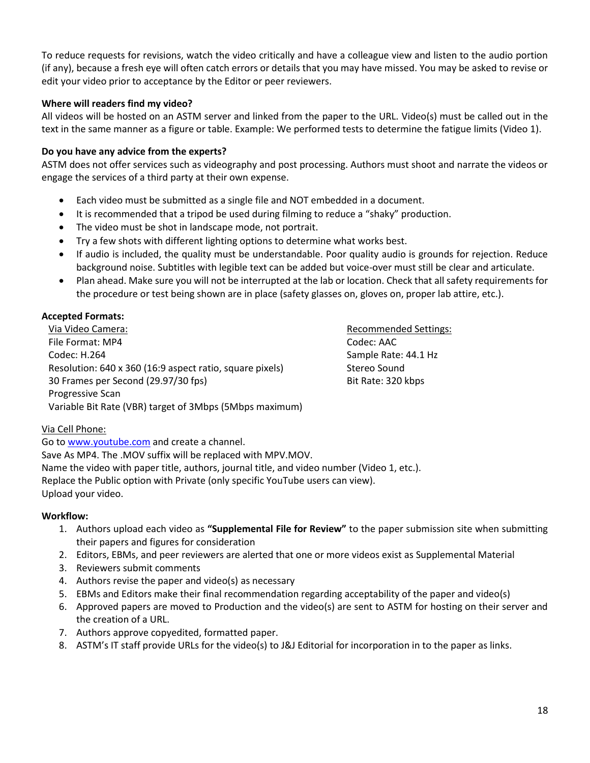To reduce requests for revisions, watch the video critically and have a colleague view and listen to the audio portion (if any), because a fresh eye will often catch errors or details that you may have missed. You may be asked to revise or edit your video prior to acceptance by the Editor or peer reviewers.

**Where will readers find my video?**

All videos will be hosted on an ASTM server and linked from the paper to the URL. Video(s) must be called out in the text in the same manner as a figure or table. Example: We performed tests to determine the fatigue limits (Video 1).

**Do you have any advice from the experts?**

ASTM does not offer services such as videography and post processing. Authors must shoot and narrate the videos or engage the services of a third party at their own expense.

- Each video must be submitted as a single file and NOT embedded in a document.
- It is recommended that a tripod be used during filming to reduce a "shaky" production.
- The video must be shot in landscape mode, not portrait.
- Try a few shots with different lighting options to determine what works best.
- If audio is included, the quality must be understandable. Poor quality audio is grounds for rejection. Reduce background noise. Subtitles with legible text can be added but voice-over must still be clear and articulate.
- Plan ahead. Make sure you will not be interrupted at the lab or location. Check that all safety requirements for the procedure or test being shown are in place (safety glasses on, gloves on, proper lab attire, etc.).

**Accepted Formats:**

Via Video Camera:
File Format: MP4
Codec: H.264
Resolution: 640 x 360 (16:9 aspect ratio, square pixels)
30 Frames per Second (29.97/30 fps)
Progressive Scan
Variable Bit Rate (VBR) target of 3Mbps (5Mbps maximum)

Recommended Settings:
Codec: AAC
Sample Rate: 44.1 Hz
Stereo Sound
Bit Rate: 320 kbps

Via Cell Phone:
Go to www.youtube.com and create a channel.
Save As MP4. The .MOV suffix will be replaced with MPV.MOV.
Name the video with paper title, authors, journal title, and video number (Video 1, etc.).
Replace the Public option with Private (only specific YouTube users can view).
Upload your video.

**Workflow:**

1. Authors upload each video as **"Supplemental File for Review"** to the paper submission site when submitting their papers and figures for consideration
2. Editors, EBMs, and peer reviewers are alerted that one or more videos exist as Supplemental Material
3. Reviewers submit comments
4. Authors revise the paper and video(s) as necessary
5. EBMs and Editors make their final recommendation regarding acceptability of the paper and video(s)
6. Approved papers are moved to Production and the video(s) are sent to ASTM for hosting on their server and the creation of a URL.
7. Authors approve copyedited, formatted paper.
8. ASTM's IT staff provide URLs for the video(s) to J&J Editorial for incorporation in to the paper as links.